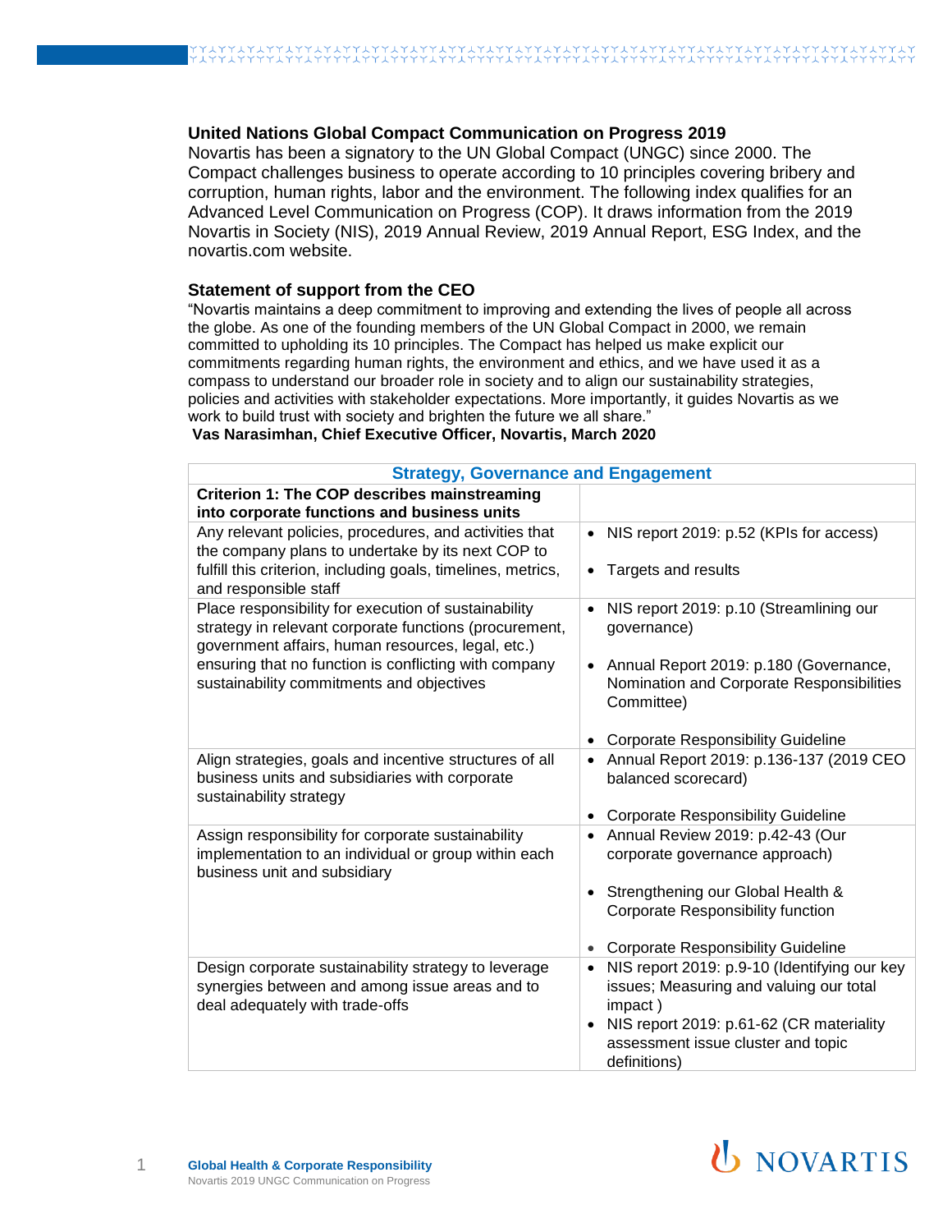## United Nations Global Compact Communication on Progress 2019

Novartis has been a signatory to the UN Global Compact (UNGC) since 2000. The Compact challenges business to operate according to 10 principles covering bribery and corruption, human rights, labor and the environment. The following index qualifies for an Advanced Level Communication on Progress (COP). It draws information from the 2019 Novartis in Society (NIS), 2019 Annual Review, 2019 Annual Report, ESG Index, and the novartis.com website.

### Statement of support from the CEO

"Novartis maintains a deep commitment to improving and extending the lives of people all across the globe. As one of the founding members of the UN Global Compact in 2000, we remain committed to upholding its 10 principles. The Compact has helped us make explicit our commitments regarding human rights, the environment and ethics, and we have used it as a compass to understand our broader role in society and to align our sustainability strategies, policies and activities with stakeholder expectations. More importantly, it guides Novartis as we work to build trust with society and brighten the future we all share."

**Vas Narasimhan, Chief Executive Officer, Novartis, March 2020**

| Strategy, Governance and Engagement | |
|---|---|
| **Criterion 1: The COP describes mainstreaming into corporate functions and business units** | |
| Any relevant policies, procedures, and activities that the company plans to undertake by its next COP to fulfill this criterion, including goals, timelines, metrics, and responsible staff | • NIS report 2019: p.52 (KPIs for access)<br>• Targets and results |
| Place responsibility for execution of sustainability strategy in relevant corporate functions (procurement, government affairs, human resources, legal, etc.) ensuring that no function is conflicting with company sustainability commitments and objectives | • NIS report 2019: p.10 (Streamlining our governance)<br>• Annual Report 2019: p.180 (Governance, Nomination and Corporate Responsibilities Committee)<br>• Corporate Responsibility Guideline |
| Align strategies, goals and incentive structures of all business units and subsidiaries with corporate sustainability strategy | • Annual Report 2019: p.136-137 (2019 CEO balanced scorecard)<br>• Corporate Responsibility Guideline |
| Assign responsibility for corporate sustainability implementation to an individual or group within each business unit and subsidiary | • Annual Review 2019: p.42-43 (Our corporate governance approach)<br>• Strengthening our Global Health & Corporate Responsibility function<br>• Corporate Responsibility Guideline |
| Design corporate sustainability strategy to leverage synergies between and among issue areas and to deal adequately with trade-offs | • NIS report 2019: p.9-10 (Identifying our key issues; Measuring and valuing our total impact )<br>• NIS report 2019: p.61-62 (CR materiality assessment issue cluster and topic definitions) |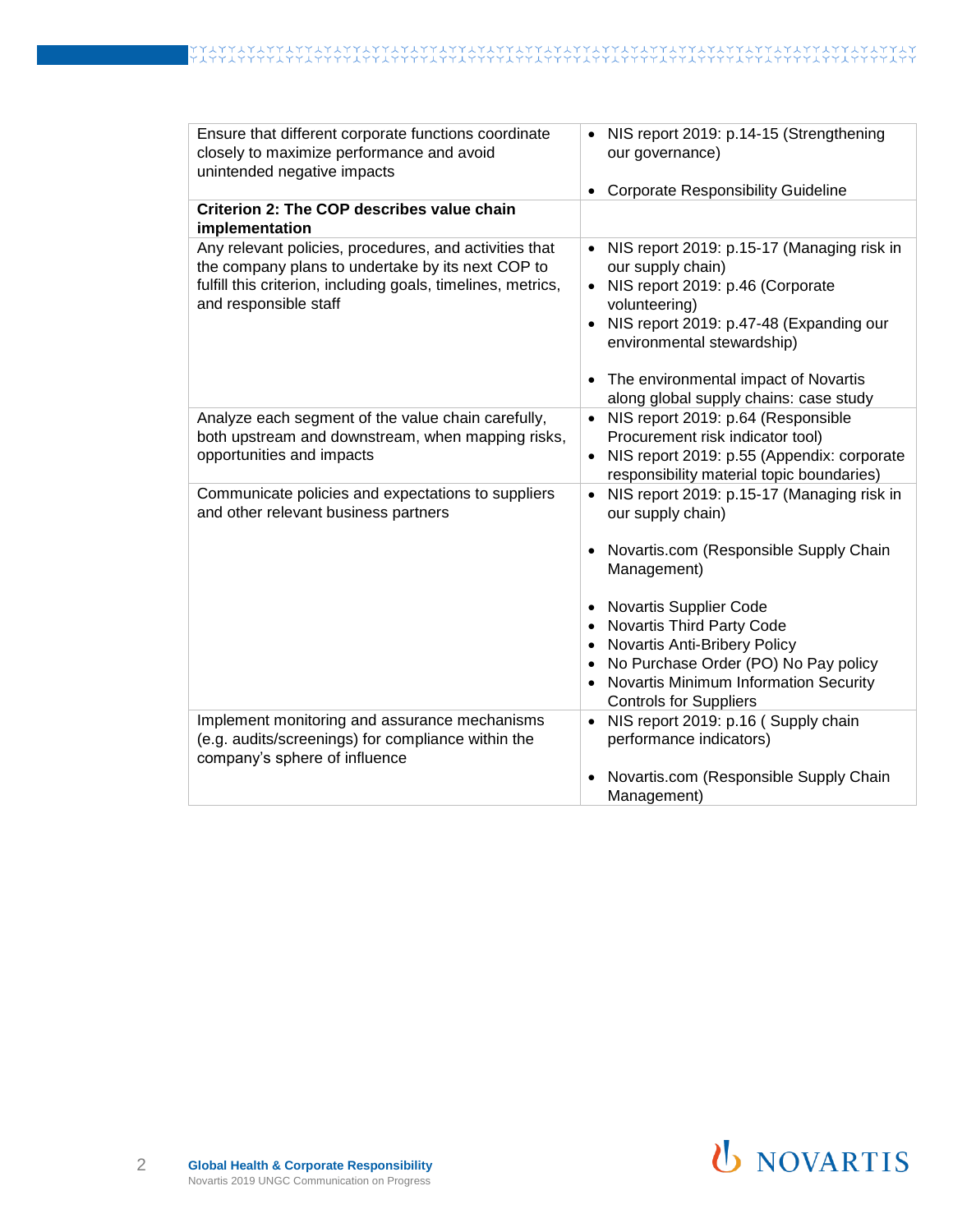| | |
|---|---|
| Ensure that different corporate functions coordinate closely to maximize performance and avoid unintended negative impacts | • NIS report 2019: p.14-15 (Strengthening our governance)<br><br>• Corporate Responsibility Guideline |
| **Criterion 2: The COP describes value chain implementation** | |
| Any relevant policies, procedures, and activities that the company plans to undertake by its next COP to fulfill this criterion, including goals, timelines, metrics, and responsible staff | • NIS report 2019: p.15-17 (Managing risk in our supply chain)<br>• NIS report 2019: p.46 (Corporate volunteering)<br>• NIS report 2019: p.47-48 (Expanding our environmental stewardship)<br><br>• The environmental impact of Novartis along global supply chains: case study |
| Analyze each segment of the value chain carefully, both upstream and downstream, when mapping risks, opportunities and impacts | • NIS report 2019: p.64 (Responsible Procurement risk indicator tool)<br>• NIS report 2019: p.55 (Appendix: corporate responsibility material topic boundaries) |
| Communicate policies and expectations to suppliers and other relevant business partners | • NIS report 2019: p.15-17 (Managing risk in our supply chain)<br><br>• Novartis.com (Responsible Supply Chain Management)<br><br>• Novartis Supplier Code<br>• Novartis Third Party Code<br>• Novartis Anti-Bribery Policy<br>• No Purchase Order (PO) No Pay policy<br>• Novartis Minimum Information Security Controls for Suppliers |
| Implement monitoring and assurance mechanisms (e.g. audits/screenings) for compliance within the company's sphere of influence | • NIS report 2019: p.16 ( Supply chain performance indicators)<br><br>• Novartis.com (Responsible Supply Chain Management) |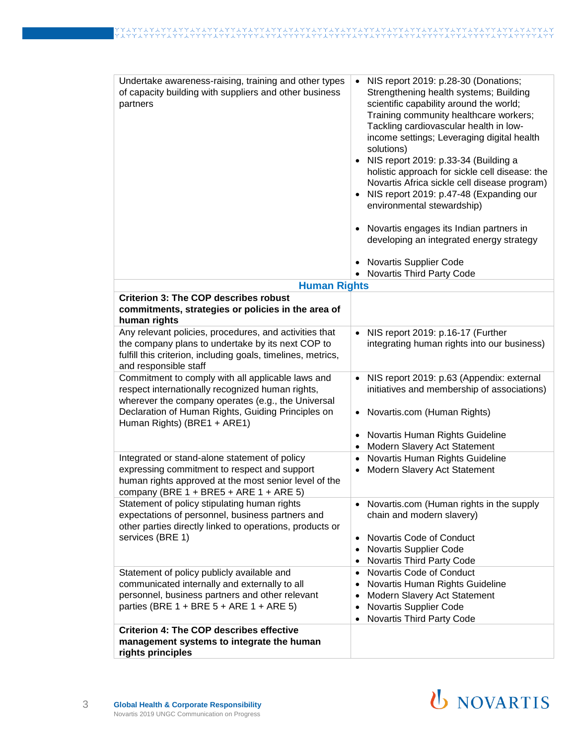| | |
|---|---|
| Undertake awareness-raising, training and other types of capacity building with suppliers and other business partners | • NIS report 2019: p.28-30 (Donations; Strengthening health systems; Building scientific capability around the world; Training community healthcare workers; Tackling cardiovascular health in low-income settings; Leveraging digital health solutions)<br>• NIS report 2019: p.33-34 (Building a holistic approach for sickle cell disease: the Novartis Africa sickle cell disease program)<br>• NIS report 2019: p.47-48 (Expanding our environmental stewardship)<br><br>• Novartis engages its Indian partners in developing an integrated energy strategy<br><br>• Novartis Supplier Code<br>• Novartis Third Party Code |
| **Human Rights** | |
| **Criterion 3: The COP describes robust commitments, strategies or policies in the area of human rights** | |
| Any relevant policies, procedures, and activities that the company plans to undertake by its next COP to fulfill this criterion, including goals, timelines, metrics, and responsible staff | • NIS report 2019: p.16-17 (Further integrating human rights into our business) |
| Commitment to comply with all applicable laws and respect internationally recognized human rights, wherever the company operates (e.g., the Universal Declaration of Human Rights, Guiding Principles on Human Rights) (BRE1 + ARE1) | • NIS report 2019: p.63 (Appendix: external initiatives and membership of associations)<br><br>• Novartis.com (Human Rights)<br><br>• Novartis Human Rights Guideline<br>• Modern Slavery Act Statement |
| Integrated or stand-alone statement of policy expressing commitment to respect and support human rights approved at the most senior level of the company (BRE 1 + BRE5 + ARE 1 + ARE 5) | • Novartis Human Rights Guideline<br>• Modern Slavery Act Statement |
| Statement of policy stipulating human rights expectations of personnel, business partners and other parties directly linked to operations, products or services (BRE 1) | • Novartis.com (Human rights in the supply chain and modern slavery)<br><br>• Novartis Code of Conduct<br>• Novartis Supplier Code<br>• Novartis Third Party Code |
| Statement of policy publicly available and communicated internally and externally to all personnel, business partners and other relevant parties (BRE 1 + BRE 5 + ARE 1 + ARE 5) | • Novartis Code of Conduct<br>• Novartis Human Rights Guideline<br>• Modern Slavery Act Statement<br>• Novartis Supplier Code<br>• Novartis Third Party Code |
| **Criterion 4: The COP describes effective management systems to integrate the human rights principles** | |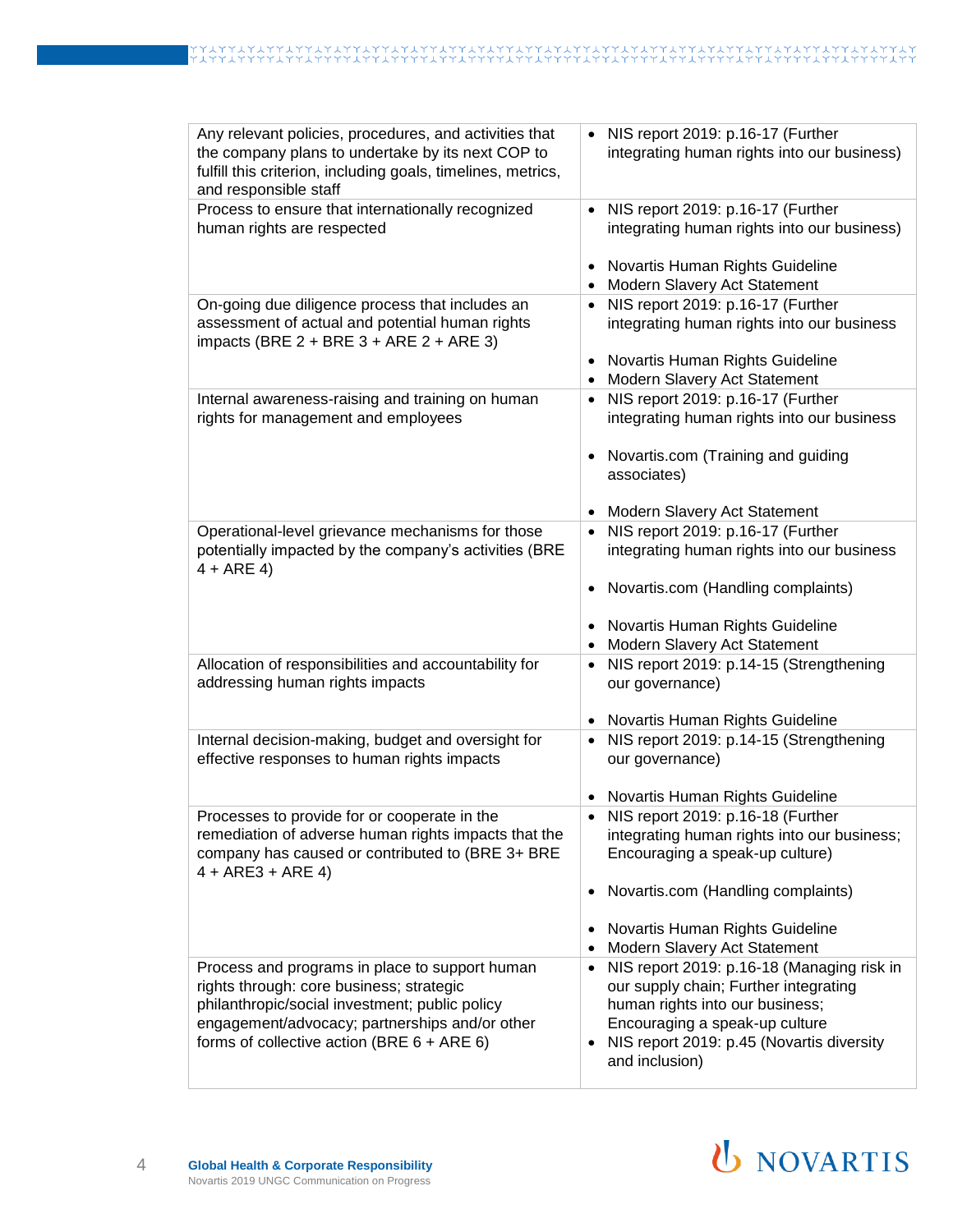| Any relevant policies, procedures, and activities that the company plans to undertake by its next COP to fulfill this criterion, including goals, timelines, metrics, and responsible staff | • NIS report 2019: p.16-17 (Further integrating human rights into our business) |
|---|---|
| Process to ensure that internationally recognized human rights are respected | • NIS report 2019: p.16-17 (Further integrating human rights into our business)<br><br>• Novartis Human Rights Guideline<br>• Modern Slavery Act Statement |
| On-going due diligence process that includes an assessment of actual and potential human rights impacts (BRE 2 + BRE 3 + ARE 2 + ARE 3) | • NIS report 2019: p.16-17 (Further integrating human rights into our business<br><br>• Novartis Human Rights Guideline<br>• Modern Slavery Act Statement |
| Internal awareness-raising and training on human rights for management and employees | • NIS report 2019: p.16-17 (Further integrating human rights into our business<br><br>• Novartis.com (Training and guiding associates)<br><br>• Modern Slavery Act Statement |
| Operational-level grievance mechanisms for those potentially impacted by the company's activities (BRE 4 + ARE 4) | • NIS report 2019: p.16-17 (Further integrating human rights into our business<br><br>• Novartis.com (Handling complaints)<br><br>• Novartis Human Rights Guideline<br>• Modern Slavery Act Statement |
| Allocation of responsibilities and accountability for addressing human rights impacts | • NIS report 2019: p.14-15 (Strengthening our governance)<br><br>• Novartis Human Rights Guideline |
| Internal decision-making, budget and oversight for effective responses to human rights impacts | • NIS report 2019: p.14-15 (Strengthening our governance)<br><br>• Novartis Human Rights Guideline |
| Processes to provide for or cooperate in the remediation of adverse human rights impacts that the company has caused or contributed to (BRE 3+ BRE 4 + ARE3 + ARE 4) | • NIS report 2019: p.16-18 (Further integrating human rights into our business; Encouraging a speak-up culture)<br><br>• Novartis.com (Handling complaints)<br><br>• Novartis Human Rights Guideline<br>• Modern Slavery Act Statement |
| Process and programs in place to support human rights through: core business; strategic philanthropic/social investment; public policy engagement/advocacy; partnerships and/or other forms of collective action (BRE 6 + ARE 6) | • NIS report 2019: p.16-18 (Managing risk in our supply chain; Further integrating human rights into our business; Encouraging a speak-up culture<br>• NIS report 2019: p.45 (Novartis diversity and inclusion) |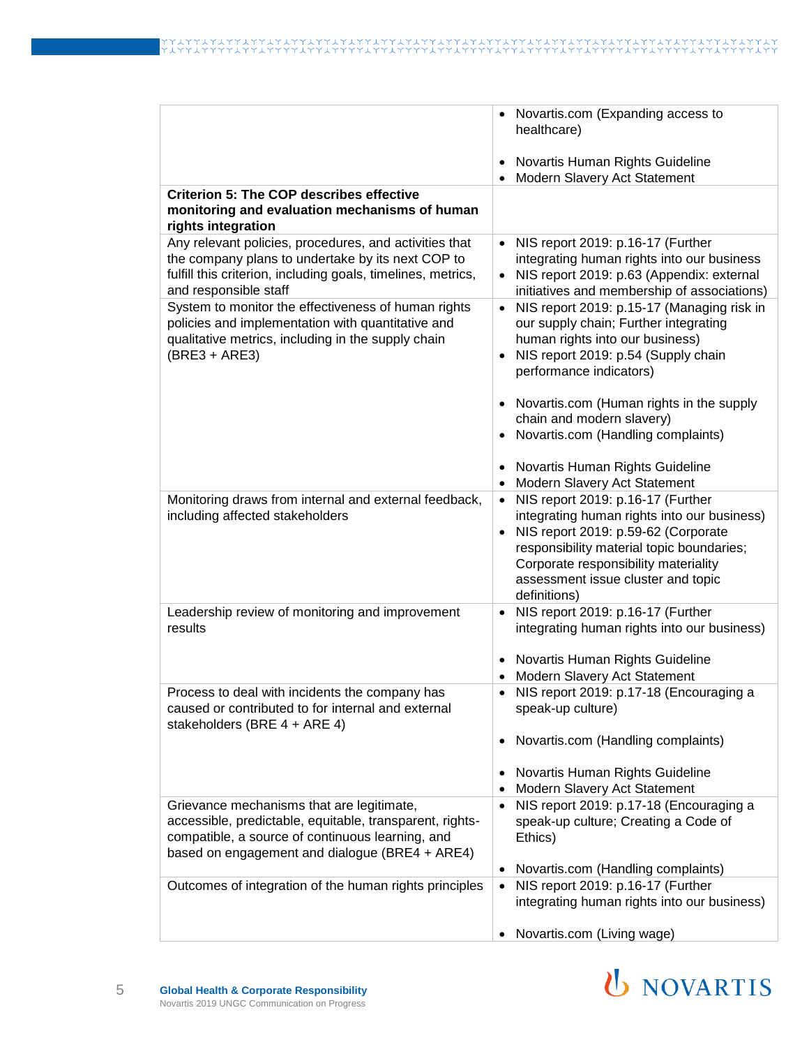| | |
|---|---|
| | • Novartis.com (Expanding access to healthcare)<br><br>• Novartis Human Rights Guideline<br>• Modern Slavery Act Statement |
| **Criterion 5: The COP describes effective monitoring and evaluation mechanisms of human rights integration** | |
| Any relevant policies, procedures, and activities that the company plans to undertake by its next COP to fulfill this criterion, including goals, timelines, metrics, and responsible staff | • NIS report 2019: p.16-17 (Further integrating human rights into our business<br>• NIS report 2019: p.63 (Appendix: external initiatives and membership of associations) |
| System to monitor the effectiveness of human rights policies and implementation with quantitative and qualitative metrics, including in the supply chain (BRE3 + ARE3) | • NIS report 2019: p.15-17 (Managing risk in our supply chain; Further integrating human rights into our business)<br>• NIS report 2019: p.54 (Supply chain performance indicators)<br><br>• Novartis.com (Human rights in the supply chain and modern slavery)<br>• Novartis.com (Handling complaints)<br><br>• Novartis Human Rights Guideline<br>• Modern Slavery Act Statement |
| Monitoring draws from internal and external feedback, including affected stakeholders | • NIS report 2019: p.16-17 (Further integrating human rights into our business)<br>• NIS report 2019: p.59-62 (Corporate responsibility material topic boundaries; Corporate responsibility materiality assessment issue cluster and topic definitions) |
| Leadership review of monitoring and improvement results | • NIS report 2019: p.16-17 (Further integrating human rights into our business)<br><br>• Novartis Human Rights Guideline<br>• Modern Slavery Act Statement |
| Process to deal with incidents the company has caused or contributed to for internal and external stakeholders (BRE 4 + ARE 4) | • NIS report 2019: p.17-18 (Encouraging a speak-up culture)<br><br>• Novartis.com (Handling complaints)<br><br>• Novartis Human Rights Guideline<br>• Modern Slavery Act Statement |
| Grievance mechanisms that are legitimate, accessible, predictable, equitable, transparent, rights-compatible, a source of continuous learning, and based on engagement and dialogue (BRE4 + ARE4) | • NIS report 2019: p.17-18 (Encouraging a speak-up culture; Creating a Code of Ethics)<br><br>• Novartis.com (Handling complaints) |
| Outcomes of integration of the human rights principles | • NIS report 2019: p.16-17 (Further integrating human rights into our business)<br><br>• Novartis.com (Living wage) |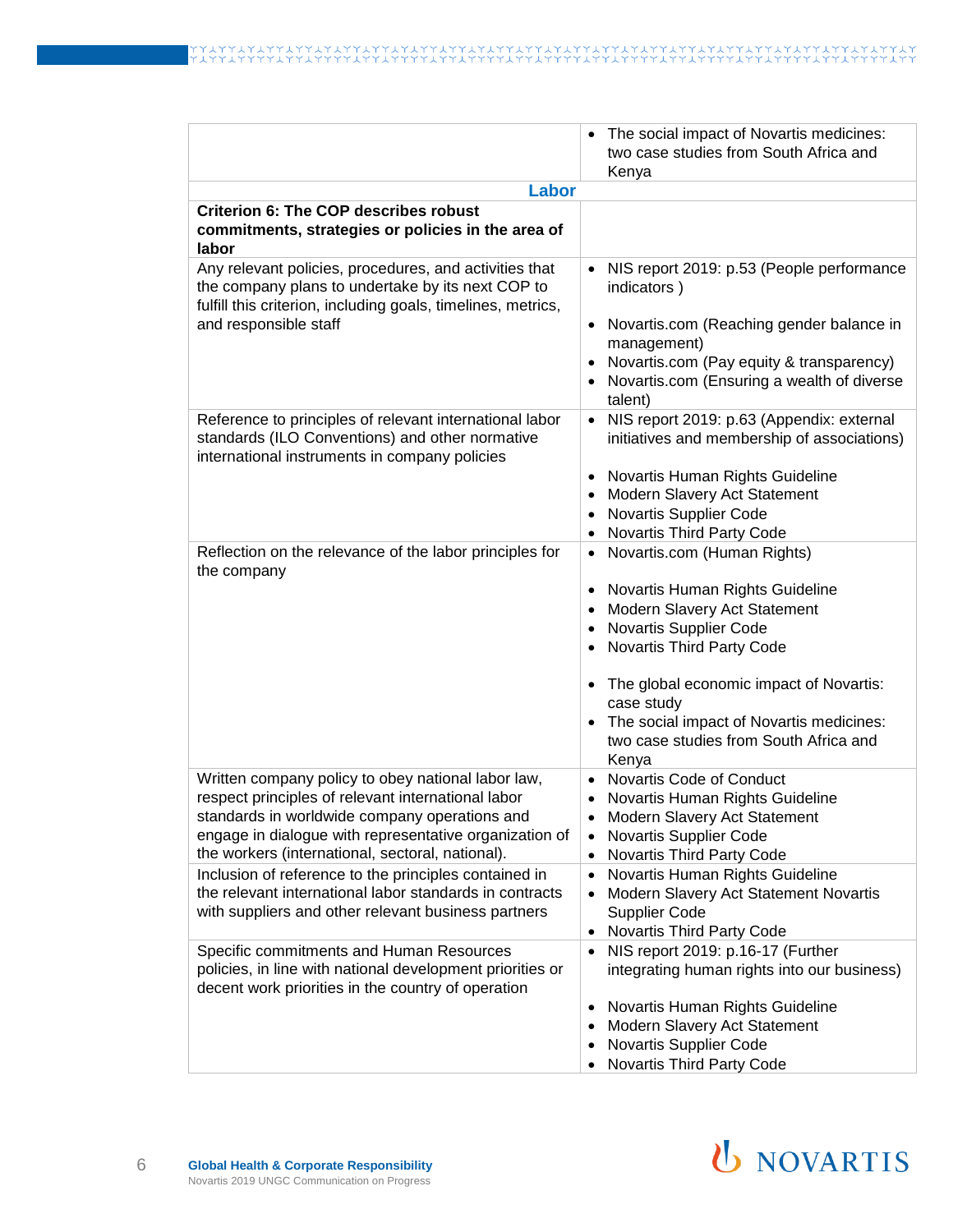| | |
|---|---|
| | • The social impact of Novartis medicines: two case studies from South Africa and Kenya |
| **Labor** | |
| **Criterion 6: The COP describes robust commitments, strategies or policies in the area of labor** | |
| Any relevant policies, procedures, and activities that the company plans to undertake by its next COP to fulfill this criterion, including goals, timelines, metrics, and responsible staff | • NIS report 2019: p.53 (People performance indicators )<br><br>• Novartis.com (Reaching gender balance in management)<br>• Novartis.com (Pay equity & transparency)<br>• Novartis.com (Ensuring a wealth of diverse talent) |
| Reference to principles of relevant international labor standards (ILO Conventions) and other normative international instruments in company policies | • NIS report 2019: p.63 (Appendix: external initiatives and membership of associations)<br><br>• Novartis Human Rights Guideline<br>• Modern Slavery Act Statement<br>• Novartis Supplier Code<br>• Novartis Third Party Code |
| Reflection on the relevance of the labor principles for the company | • Novartis.com (Human Rights)<br><br>• Novartis Human Rights Guideline<br>• Modern Slavery Act Statement<br>• Novartis Supplier Code<br>• Novartis Third Party Code<br><br>• The global economic impact of Novartis: case study<br>• The social impact of Novartis medicines: two case studies from South Africa and Kenya |
| Written company policy to obey national labor law, respect principles of relevant international labor standards in worldwide company operations and engage in dialogue with representative organization of the workers (international, sectoral, national). | • Novartis Code of Conduct<br>• Novartis Human Rights Guideline<br>• Modern Slavery Act Statement<br>• Novartis Supplier Code<br>• Novartis Third Party Code |
| Inclusion of reference to the principles contained in the relevant international labor standards in contracts with suppliers and other relevant business partners | • Novartis Human Rights Guideline<br>• Modern Slavery Act Statement Novartis Supplier Code<br>• Novartis Third Party Code |
| Specific commitments and Human Resources policies, in line with national development priorities or decent work priorities in the country of operation | • NIS report 2019: p.16-17 (Further integrating human rights into our business)<br><br>• Novartis Human Rights Guideline<br>• Modern Slavery Act Statement<br>• Novartis Supplier Code<br>• Novartis Third Party Code |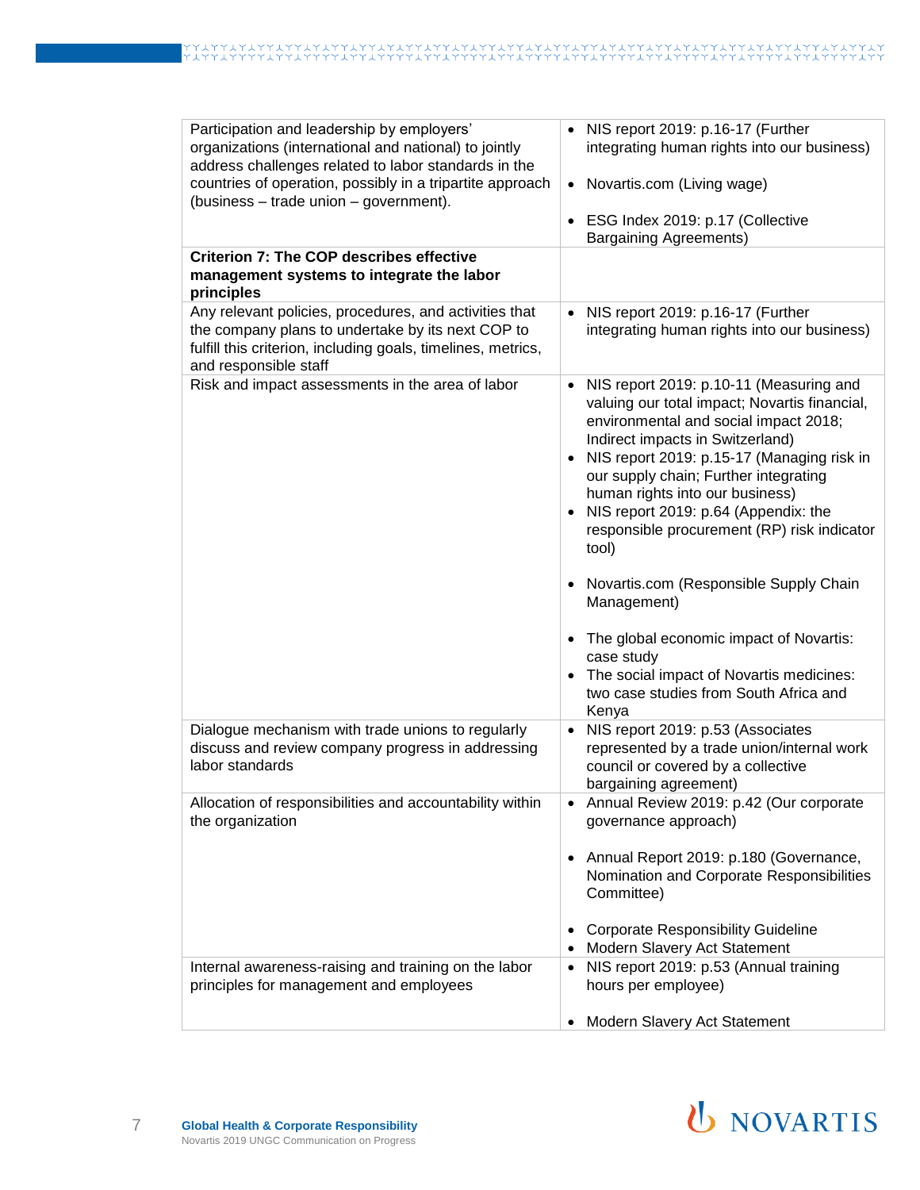| | |
|---|---|
| Participation and leadership by employers' organizations (international and national) to jointly address challenges related to labor standards in the countries of operation, possibly in a tripartite approach (business – trade union – government). | • NIS report 2019: p.16-17 (Further integrating human rights into our business)<br>• Novartis.com (Living wage)<br>• ESG Index 2019: p.17 (Collective Bargaining Agreements) |
| **Criterion 7: The COP describes effective management systems to integrate the labor principles** | |
| Any relevant policies, procedures, and activities that the company plans to undertake by its next COP to fulfill this criterion, including goals, timelines, metrics, and responsible staff | • NIS report 2019: p.16-17 (Further integrating human rights into our business) |
| Risk and impact assessments in the area of labor | • NIS report 2019: p.10-11 (Measuring and valuing our total impact; Novartis financial, environmental and social impact 2018; Indirect impacts in Switzerland)<br>• NIS report 2019: p.15-17 (Managing risk in our supply chain; Further integrating human rights into our business)<br>• NIS report 2019: p.64 (Appendix: the responsible procurement (RP) risk indicator tool)<br>• Novartis.com (Responsible Supply Chain Management)<br>• The global economic impact of Novartis: case study<br>• The social impact of Novartis medicines: two case studies from South Africa and Kenya |
| Dialogue mechanism with trade unions to regularly discuss and review company progress in addressing labor standards | • NIS report 2019: p.53 (Associates represented by a trade union/internal work council or covered by a collective bargaining agreement) |
| Allocation of responsibilities and accountability within the organization | • Annual Review 2019: p.42 (Our corporate governance approach)<br>• Annual Report 2019: p.180 (Governance, Nomination and Corporate Responsibilities Committee)<br>• Corporate Responsibility Guideline<br>• Modern Slavery Act Statement |
| Internal awareness-raising and training on the labor principles for management and employees | • NIS report 2019: p.53 (Annual training hours per employee)<br>• Modern Slavery Act Statement |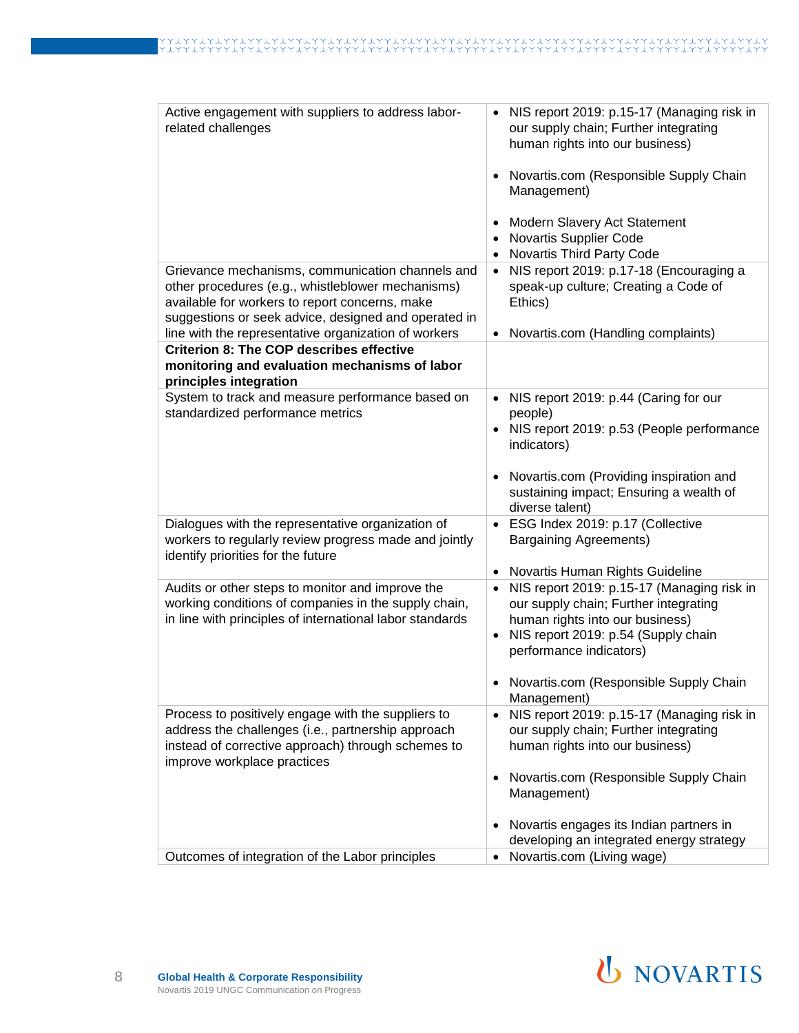| | |
|---|---|
| Active engagement with suppliers to address labor-related challenges | • NIS report 2019: p.15-17 (Managing risk in our supply chain; Further integrating human rights into our business)<br><br>• Novartis.com (Responsible Supply Chain Management)<br><br>• Modern Slavery Act Statement<br>• Novartis Supplier Code<br>• Novartis Third Party Code |
| Grievance mechanisms, communication channels and other procedures (e.g., whistleblower mechanisms) available for workers to report concerns, make suggestions or seek advice, designed and operated in line with the representative organization of workers | • NIS report 2019: p.17-18 (Encouraging a speak-up culture; Creating a Code of Ethics)<br><br>• Novartis.com (Handling complaints) |
| **Criterion 8: The COP describes effective monitoring and evaluation mechanisms of labor principles integration** | |
| System to track and measure performance based on standardized performance metrics | • NIS report 2019: p.44 (Caring for our people)<br>• NIS report 2019: p.53 (People performance indicators)<br><br>• Novartis.com (Providing inspiration and sustaining impact; Ensuring a wealth of diverse talent) |
| Dialogues with the representative organization of workers to regularly review progress made and jointly identify priorities for the future | • ESG Index 2019: p.17 (Collective Bargaining Agreements)<br><br>• Novartis Human Rights Guideline |
| Audits or other steps to monitor and improve the working conditions of companies in the supply chain, in line with principles of international labor standards | • NIS report 2019: p.15-17 (Managing risk in our supply chain; Further integrating human rights into our business)<br>• NIS report 2019: p.54 (Supply chain performance indicators)<br><br>• Novartis.com (Responsible Supply Chain Management) |
| Process to positively engage with the suppliers to address the challenges (i.e., partnership approach instead of corrective approach) through schemes to improve workplace practices | • NIS report 2019: p.15-17 (Managing risk in our supply chain; Further integrating human rights into our business)<br><br>• Novartis.com (Responsible Supply Chain Management)<br><br>• Novartis engages its Indian partners in developing an integrated energy strategy |
| Outcomes of integration of the Labor principles | • Novartis.com (Living wage) |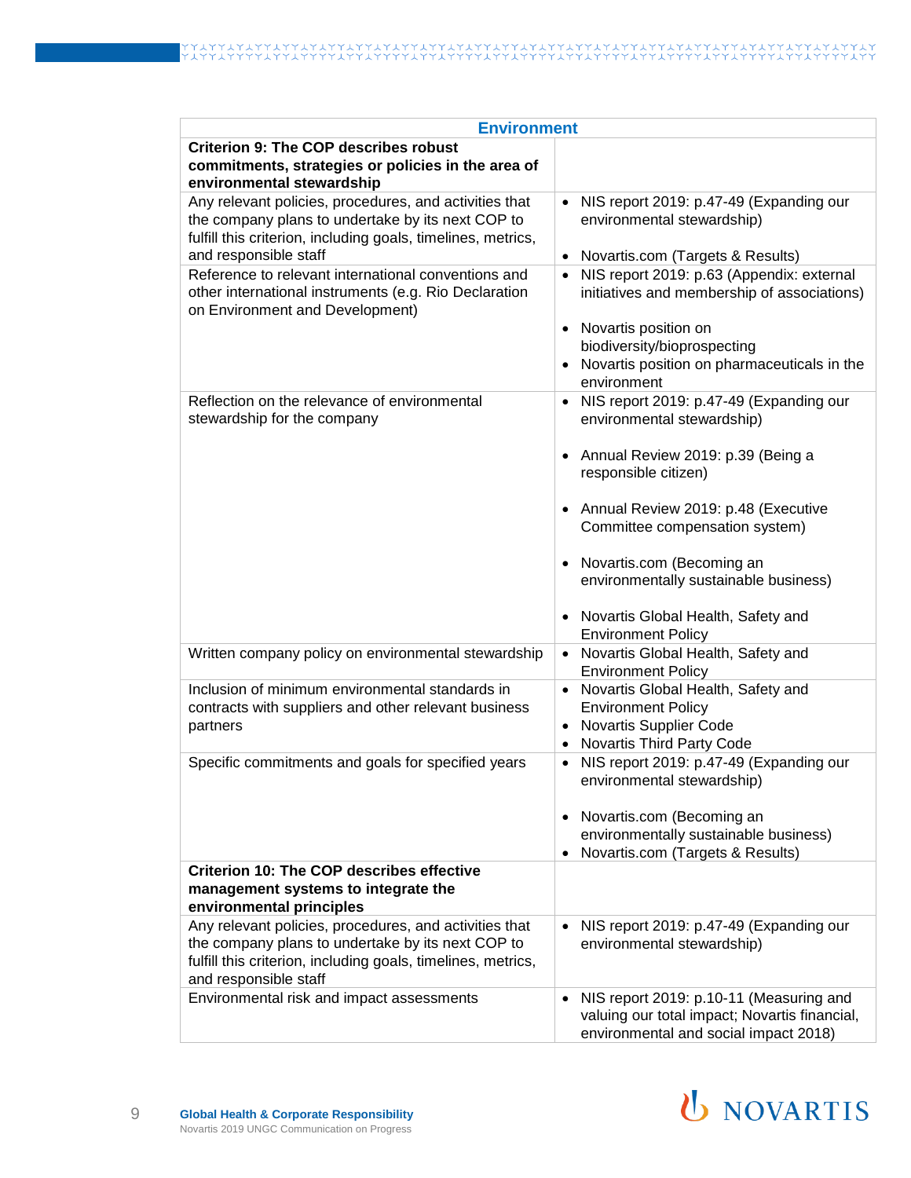| Environment | |
|---|---|
| **Criterion 9: The COP describes robust commitments, strategies or policies in the area of environmental stewardship** | |
| Any relevant policies, procedures, and activities that the company plans to undertake by its next COP to fulfill this criterion, including goals, timelines, metrics, and responsible staff | • NIS report 2019: p.47-49 (Expanding our environmental stewardship)<br>• Novartis.com (Targets & Results) |
| Reference to relevant international conventions and other international instruments (e.g. Rio Declaration on Environment and Development) | • NIS report 2019: p.63 (Appendix: external initiatives and membership of associations)<br>• Novartis position on biodiversity/bioprospecting<br>• Novartis position on pharmaceuticals in the environment |
| Reflection on the relevance of environmental stewardship for the company | • NIS report 2019: p.47-49 (Expanding our environmental stewardship)<br>• Annual Review 2019: p.39 (Being a responsible citizen)<br>• Annual Review 2019: p.48 (Executive Committee compensation system)<br>• Novartis.com (Becoming an environmentally sustainable business)<br>• Novartis Global Health, Safety and Environment Policy |
| Written company policy on environmental stewardship | • Novartis Global Health, Safety and Environment Policy |
| Inclusion of minimum environmental standards in contracts with suppliers and other relevant business partners | • Novartis Global Health, Safety and Environment Policy<br>• Novartis Supplier Code<br>• Novartis Third Party Code |
| Specific commitments and goals for specified years | • NIS report 2019: p.47-49 (Expanding our environmental stewardship)<br>• Novartis.com (Becoming an environmentally sustainable business)<br>• Novartis.com (Targets & Results) |
| **Criterion 10: The COP describes effective management systems to integrate the environmental principles** | |
| Any relevant policies, procedures, and activities that the company plans to undertake by its next COP to fulfill this criterion, including goals, timelines, metrics, and responsible staff | • NIS report 2019: p.47-49 (Expanding our environmental stewardship) |
| Environmental risk and impact assessments | • NIS report 2019: p.10-11 (Measuring and valuing our total impact; Novartis financial, environmental and social impact 2018) |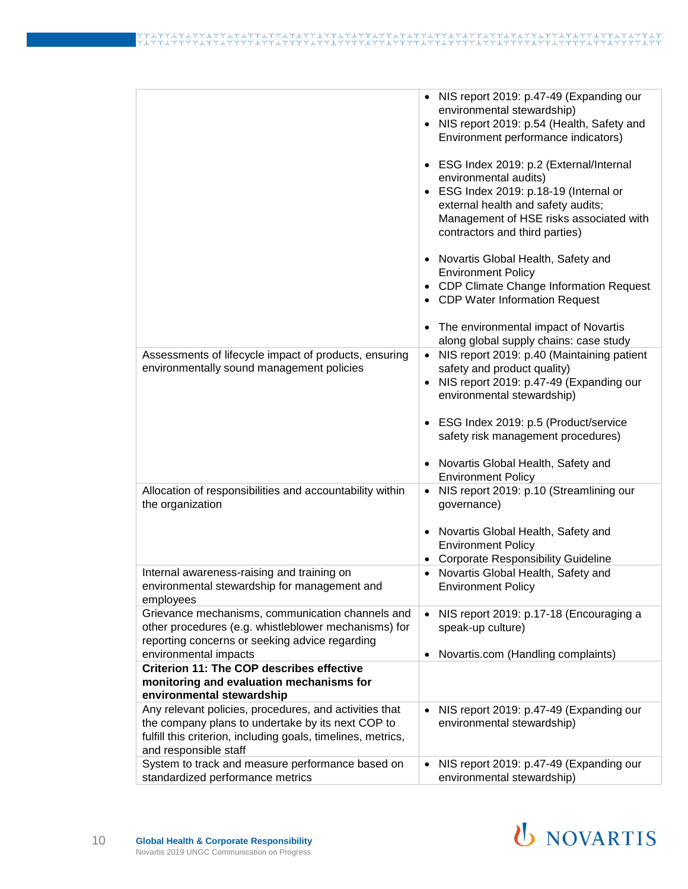| | |
|---|---|
| | • NIS report 2019: p.47-49 (Expanding our environmental stewardship)<br>• NIS report 2019: p.54 (Health, Safety and Environment performance indicators)<br><br>• ESG Index 2019: p.2 (External/Internal environmental audits)<br>• ESG Index 2019: p.18-19 (Internal or external health and safety audits; Management of HSE risks associated with contractors and third parties)<br><br>• Novartis Global Health, Safety and Environment Policy<br>• CDP Climate Change Information Request<br>• CDP Water Information Request<br><br>• The environmental impact of Novartis along global supply chains: case study |
| Assessments of lifecycle impact of products, ensuring environmentally sound management policies | • NIS report 2019: p.40 (Maintaining patient safety and product quality)<br>• NIS report 2019: p.47-49 (Expanding our environmental stewardship)<br><br>• ESG Index 2019: p.5 (Product/service safety risk management procedures)<br><br>• Novartis Global Health, Safety and Environment Policy |
| Allocation of responsibilities and accountability within the organization | • NIS report 2019: p.10 (Streamlining our governance)<br><br>• Novartis Global Health, Safety and Environment Policy<br>• Corporate Responsibility Guideline |
| Internal awareness-raising and training on environmental stewardship for management and employees | • Novartis Global Health, Safety and Environment Policy |
| Grievance mechanisms, communication channels and other procedures (e.g. whistleblower mechanisms) for reporting concerns or seeking advice regarding environmental impacts | • NIS report 2019: p.17-18 (Encouraging a speak-up culture)<br><br>• Novartis.com (Handling complaints) |
| **Criterion 11: The COP describes effective monitoring and evaluation mechanisms for environmental stewardship** | |
| Any relevant policies, procedures, and activities that the company plans to undertake by its next COP to fulfill this criterion, including goals, timelines, metrics, and responsible staff | • NIS report 2019: p.47-49 (Expanding our environmental stewardship) |
| System to track and measure performance based on standardized performance metrics | • NIS report 2019: p.47-49 (Expanding our environmental stewardship) |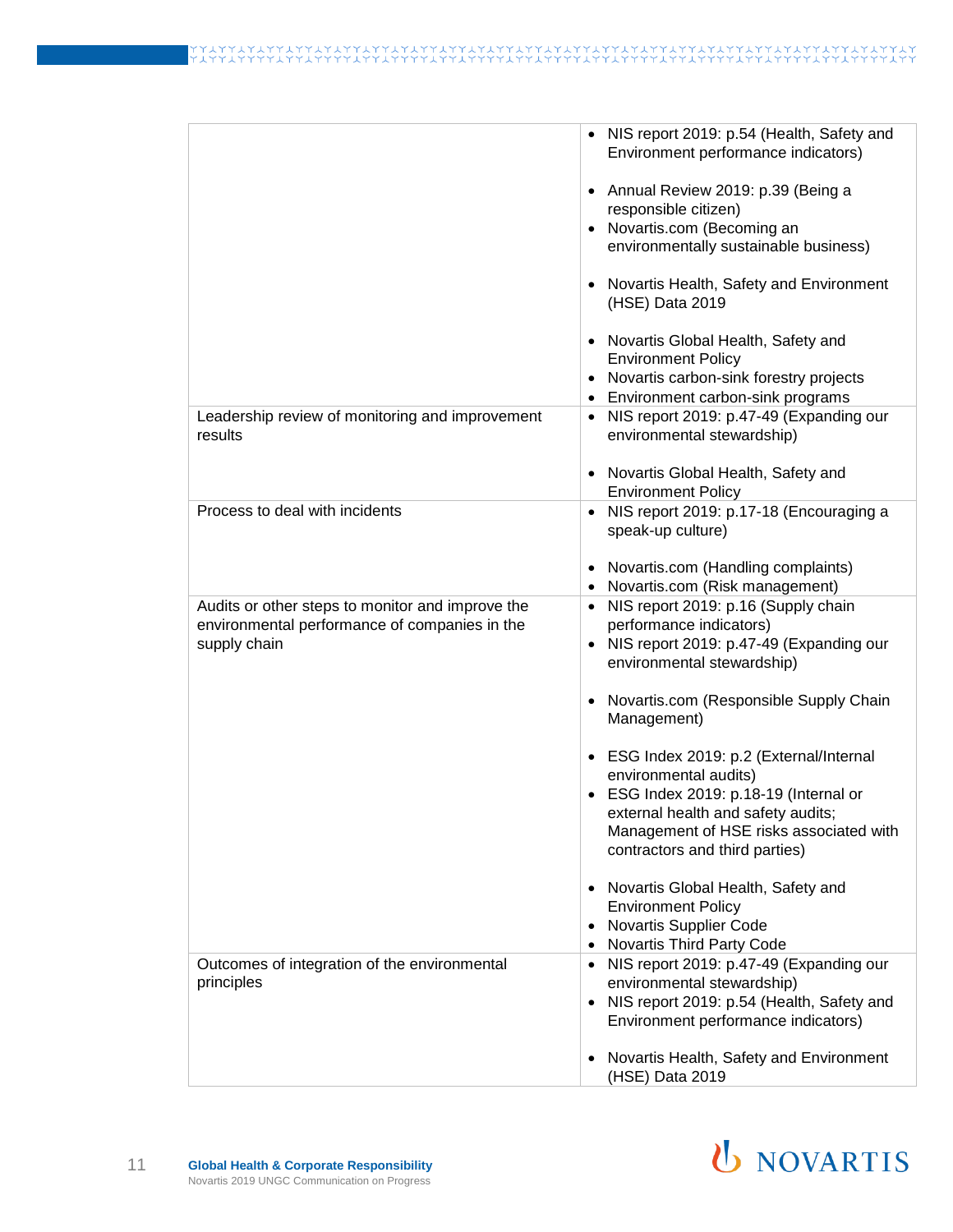| | |
|---|---|
| | • NIS report 2019: p.54 (Health, Safety and Environment performance indicators)<br><br>• Annual Review 2019: p.39 (Being a responsible citizen)<br>• Novartis.com (Becoming an environmentally sustainable business)<br><br>• Novartis Health, Safety and Environment (HSE) Data 2019<br><br>• Novartis Global Health, Safety and Environment Policy<br>• Novartis carbon-sink forestry projects<br>• Environment carbon-sink programs |
| Leadership review of monitoring and improvement results | • NIS report 2019: p.47-49 (Expanding our environmental stewardship)<br><br>• Novartis Global Health, Safety and Environment Policy |
| Process to deal with incidents | • NIS report 2019: p.17-18 (Encouraging a speak-up culture)<br><br>• Novartis.com (Handling complaints)<br>• Novartis.com (Risk management) |
| Audits or other steps to monitor and improve the environmental performance of companies in the supply chain | • NIS report 2019: p.16 (Supply chain performance indicators)<br>• NIS report 2019: p.47-49 (Expanding our environmental stewardship)<br><br>• Novartis.com (Responsible Supply Chain Management)<br><br>• ESG Index 2019: p.2 (External/Internal environmental audits)<br>• ESG Index 2019: p.18-19 (Internal or external health and safety audits; Management of HSE risks associated with contractors and third parties)<br><br>• Novartis Global Health, Safety and Environment Policy<br>• Novartis Supplier Code<br>• Novartis Third Party Code |
| Outcomes of integration of the environmental principles | • NIS report 2019: p.47-49 (Expanding our environmental stewardship)<br>• NIS report 2019: p.54 (Health, Safety and Environment performance indicators)<br><br>• Novartis Health, Safety and Environment (HSE) Data 2019 |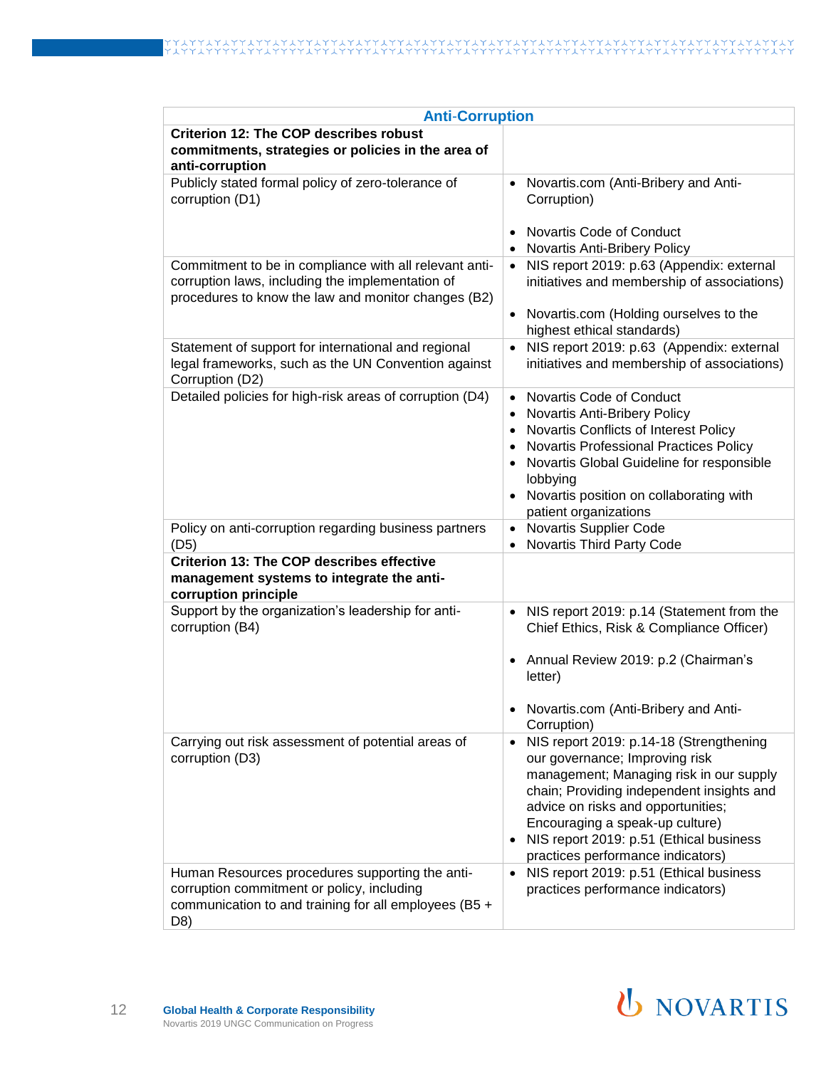| Anti-Corruption | |
|---|---|
| **Criterion 12: The COP describes robust commitments, strategies or policies in the area of anti-corruption** | |
| Publicly stated formal policy of zero-tolerance of corruption (D1) | • Novartis.com (Anti-Bribery and Anti-Corruption)<br><br>• Novartis Code of Conduct<br>• Novartis Anti-Bribery Policy |
| Commitment to be in compliance with all relevant anti-corruption laws, including the implementation of procedures to know the law and monitor changes (B2) | • NIS report 2019: p.63 (Appendix: external initiatives and membership of associations)<br><br>• Novartis.com (Holding ourselves to the highest ethical standards) |
| Statement of support for international and regional legal frameworks, such as the UN Convention against Corruption (D2) | • NIS report 2019: p.63 (Appendix: external initiatives and membership of associations) |
| Detailed policies for high-risk areas of corruption (D4) | • Novartis Code of Conduct<br>• Novartis Anti-Bribery Policy<br>• Novartis Conflicts of Interest Policy<br>• Novartis Professional Practices Policy<br>• Novartis Global Guideline for responsible lobbying<br>• Novartis position on collaborating with patient organizations |
| Policy on anti-corruption regarding business partners (D5) | • Novartis Supplier Code<br>• Novartis Third Party Code |
| **Criterion 13: The COP describes effective management systems to integrate the anti-corruption principle** | |
| Support by the organization's leadership for anti-corruption (B4) | • NIS report 2019: p.14 (Statement from the Chief Ethics, Risk & Compliance Officer)<br><br>• Annual Review 2019: p.2 (Chairman's letter)<br><br>• Novartis.com (Anti-Bribery and Anti-Corruption) |
| Carrying out risk assessment of potential areas of corruption (D3) | • NIS report 2019: p.14-18 (Strengthening our governance; Improving risk management; Managing risk in our supply chain; Providing independent insights and advice on risks and opportunities; Encouraging a speak-up culture)<br>• NIS report 2019: p.51 (Ethical business practices performance indicators) |
| Human Resources procedures supporting the anti-corruption commitment or policy, including communication to and training for all employees (B5 + D8) | • NIS report 2019: p.51 (Ethical business practices performance indicators) |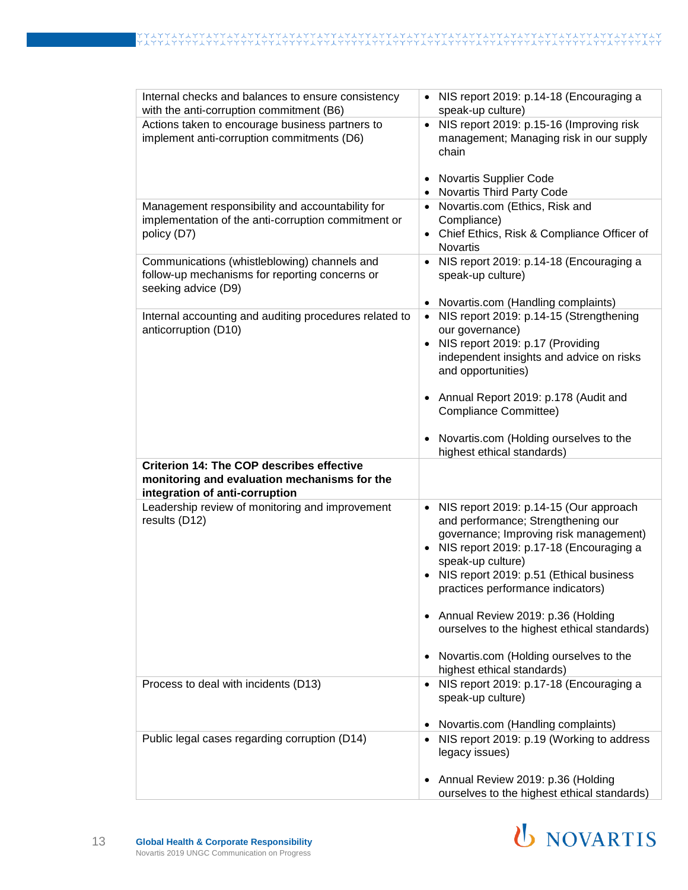| | |
|---|---|
| Internal checks and balances to ensure consistency with the anti-corruption commitment (B6) | • NIS report 2019: p.14-18 (Encouraging a speak-up culture) |
| Actions taken to encourage business partners to implement anti-corruption commitments (D6) | • NIS report 2019: p.15-16 (Improving risk management; Managing risk in our supply chain<br><br>• Novartis Supplier Code<br>• Novartis Third Party Code |
| Management responsibility and accountability for implementation of the anti-corruption commitment or policy (D7) | • Novartis.com (Ethics, Risk and Compliance)<br>• Chief Ethics, Risk & Compliance Officer of Novartis |
| Communications (whistleblowing) channels and follow-up mechanisms for reporting concerns or seeking advice (D9) | • NIS report 2019: p.14-18 (Encouraging a speak-up culture)<br><br>• Novartis.com (Handling complaints) |
| Internal accounting and auditing procedures related to anticorruption (D10) | • NIS report 2019: p.14-15 (Strengthening our governance)<br>• NIS report 2019: p.17 (Providing independent insights and advice on risks and opportunities)<br><br>• Annual Report 2019: p.178 (Audit and Compliance Committee)<br><br>• Novartis.com (Holding ourselves to the highest ethical standards) |
| **Criterion 14: The COP describes effective monitoring and evaluation mechanisms for the integration of anti-corruption** | |
| Leadership review of monitoring and improvement results (D12) | • NIS report 2019: p.14-15 (Our approach and performance; Strengthening our governance; Improving risk management)<br>• NIS report 2019: p.17-18 (Encouraging a speak-up culture)<br>• NIS report 2019: p.51 (Ethical business practices performance indicators)<br><br>• Annual Review 2019: p.36 (Holding ourselves to the highest ethical standards)<br><br>• Novartis.com (Holding ourselves to the highest ethical standards) |
| Process to deal with incidents (D13) | • NIS report 2019: p.17-18 (Encouraging a speak-up culture)<br><br>• Novartis.com (Handling complaints) |
| Public legal cases regarding corruption (D14) | • NIS report 2019: p.19 (Working to address legacy issues)<br><br>• Annual Review 2019: p.36 (Holding ourselves to the highest ethical standards) |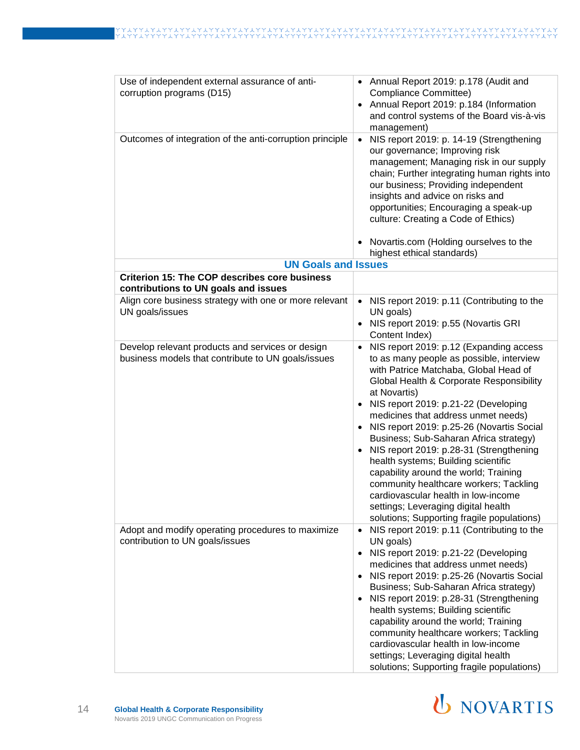| | |
|---|---|
| Use of independent external assurance of anti-corruption programs (D15) | • Annual Report 2019: p.178 (Audit and Compliance Committee)<br>• Annual Report 2019: p.184 (Information and control systems of the Board vis-à-vis management) |
| Outcomes of integration of the anti-corruption principle | • NIS report 2019: p. 14-19 (Strengthening our governance; Improving risk management; Managing risk in our supply chain; Further integrating human rights into our business; Providing independent insights and advice on risks and opportunities; Encouraging a speak-up culture: Creating a Code of Ethics)<br><br>• Novartis.com (Holding ourselves to the highest ethical standards) |
| **UN Goals and Issues** | |
| **Criterion 15: The COP describes core business contributions to UN goals and issues** | |
| Align core business strategy with one or more relevant UN goals/issues | • NIS report 2019: p.11 (Contributing to the UN goals)<br>• NIS report 2019: p.55 (Novartis GRI Content Index) |
| Develop relevant products and services or design business models that contribute to UN goals/issues | • NIS report 2019: p.12 (Expanding access to as many people as possible, interview with Patrice Matchaba, Global Head of Global Health & Corporate Responsibility at Novartis)<br>• NIS report 2019: p.21-22 (Developing medicines that address unmet needs)<br>• NIS report 2019: p.25-26 (Novartis Social Business; Sub-Saharan Africa strategy)<br>• NIS report 2019: p.28-31 (Strengthening health systems; Building scientific capability around the world; Training community healthcare workers; Tackling cardiovascular health in low-income settings; Leveraging digital health solutions; Supporting fragile populations) |
| Adopt and modify operating procedures to maximize contribution to UN goals/issues | • NIS report 2019: p.11 (Contributing to the UN goals)<br>• NIS report 2019: p.21-22 (Developing medicines that address unmet needs)<br>• NIS report 2019: p.25-26 (Novartis Social Business; Sub-Saharan Africa strategy)<br>• NIS report 2019: p.28-31 (Strengthening health systems; Building scientific capability around the world; Training community healthcare workers; Tackling cardiovascular health in low-income settings; Leveraging digital health solutions; Supporting fragile populations) |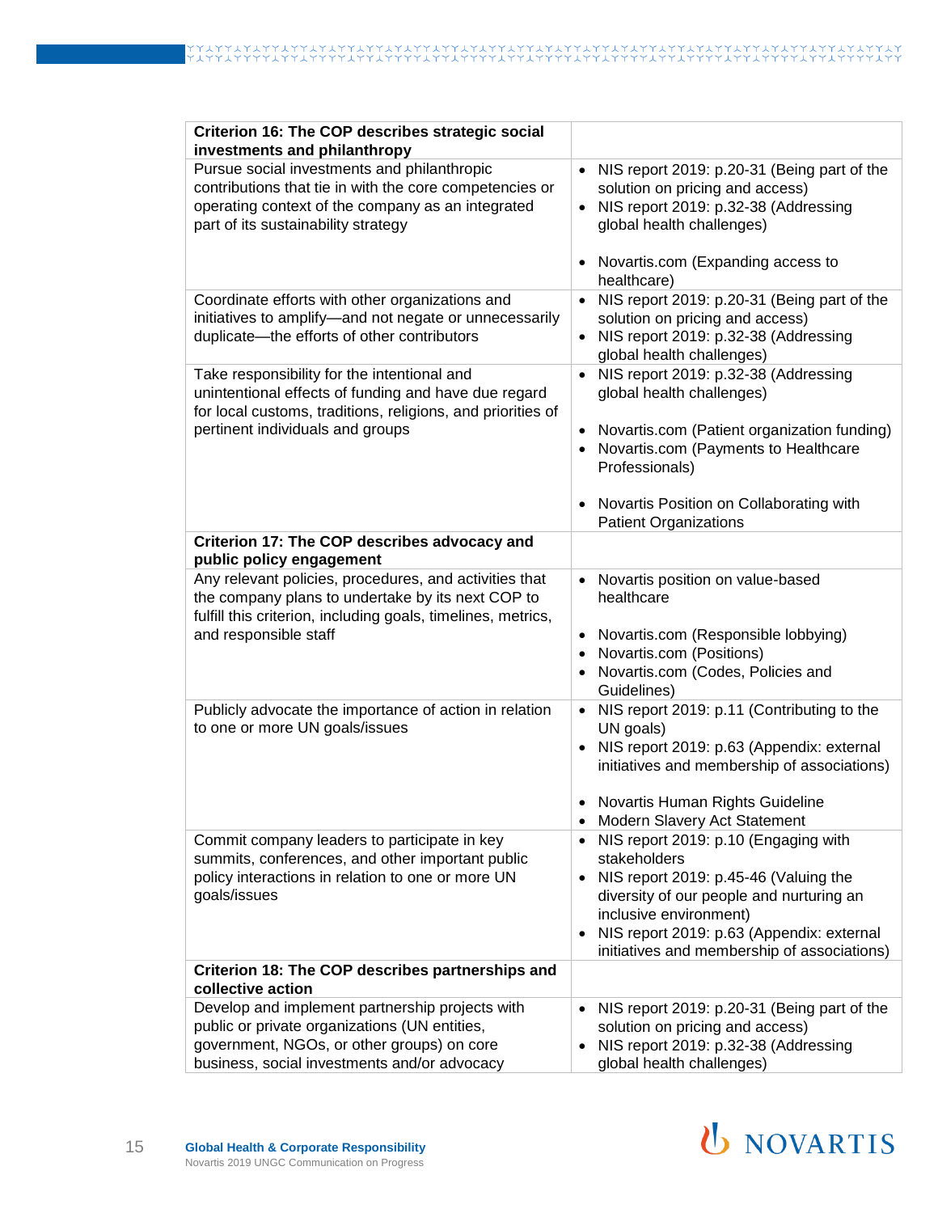| Criterion 16: The COP describes strategic social investments and philanthropy | |
|---|---|
| Pursue social investments and philanthropic contributions that tie in with the core competencies or operating context of the company as an integrated part of its sustainability strategy | • NIS report 2019: p.20-31 (Being part of the solution on pricing and access)<br>• NIS report 2019: p.32-38 (Addressing global health challenges)<br><br>• Novartis.com (Expanding access to healthcare) |
| Coordinate efforts with other organizations and initiatives to amplify—and not negate or unnecessarily duplicate—the efforts of other contributors | • NIS report 2019: p.20-31 (Being part of the solution on pricing and access)<br>• NIS report 2019: p.32-38 (Addressing global health challenges) |
| Take responsibility for the intentional and unintentional effects of funding and have due regard for local customs, traditions, religions, and priorities of pertinent individuals and groups | • NIS report 2019: p.32-38 (Addressing global health challenges)<br><br>• Novartis.com (Patient organization funding)<br>• Novartis.com (Payments to Healthcare Professionals)<br><br>• Novartis Position on Collaborating with Patient Organizations |
| **Criterion 17: The COP describes advocacy and public policy engagement** | |
| Any relevant policies, procedures, and activities that the company plans to undertake by its next COP to fulfill this criterion, including goals, timelines, metrics, and responsible staff | • Novartis position on value-based healthcare<br><br>• Novartis.com (Responsible lobbying)<br>• Novartis.com (Positions)<br>• Novartis.com (Codes, Policies and Guidelines) |
| Publicly advocate the importance of action in relation to one or more UN goals/issues | • NIS report 2019: p.11 (Contributing to the UN goals)<br>• NIS report 2019: p.63 (Appendix: external initiatives and membership of associations)<br><br>• Novartis Human Rights Guideline<br>• Modern Slavery Act Statement |
| Commit company leaders to participate in key summits, conferences, and other important public policy interactions in relation to one or more UN goals/issues | • NIS report 2019: p.10 (Engaging with stakeholders<br>• NIS report 2019: p.45-46 (Valuing the diversity of our people and nurturing an inclusive environment)<br>• NIS report 2019: p.63 (Appendix: external initiatives and membership of associations) |
| **Criterion 18: The COP describes partnerships and collective action** | |
| Develop and implement partnership projects with public or private organizations (UN entities, government, NGOs, or other groups) on core business, social investments and/or advocacy | • NIS report 2019: p.20-31 (Being part of the solution on pricing and access)<br>• NIS report 2019: p.32-38 (Addressing global health challenges) |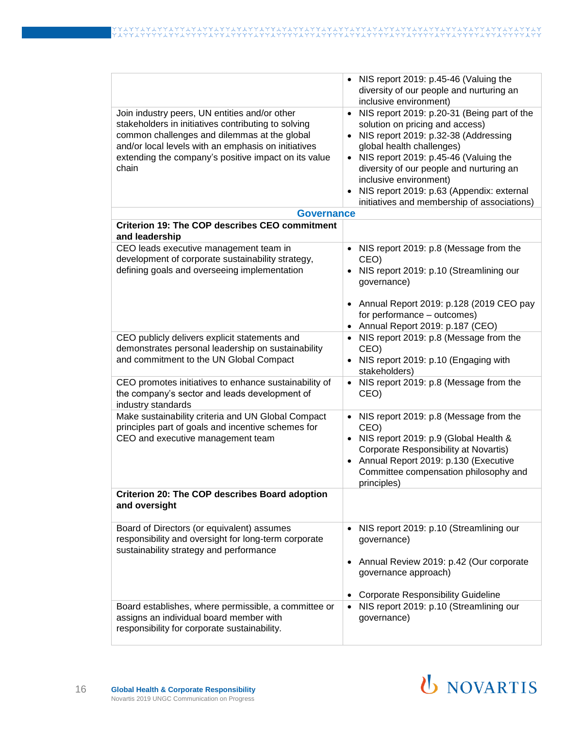| | |
|---|---|
| | • NIS report 2019: p.45-46 (Valuing the diversity of our people and nurturing an inclusive environment) |
| Join industry peers, UN entities and/or other stakeholders in initiatives contributing to solving common challenges and dilemmas at the global and/or local levels with an emphasis on initiatives extending the company's positive impact on its value chain | • NIS report 2019: p.20-31 (Being part of the solution on pricing and access)<br>• NIS report 2019: p.32-38 (Addressing global health challenges)<br>• NIS report 2019: p.45-46 (Valuing the diversity of our people and nurturing an inclusive environment)<br>• NIS report 2019: p.63 (Appendix: external initiatives and membership of associations) |
| **Governance** | |
| **Criterion 19: The COP describes CEO commitment and leadership** | |
| CEO leads executive management team in development of corporate sustainability strategy, defining goals and overseeing implementation | • NIS report 2019: p.8 (Message from the CEO)<br>• NIS report 2019: p.10 (Streamlining our governance)<br>• Annual Report 2019: p.128 (2019 CEO pay for performance – outcomes)<br>• Annual Report 2019: p.187 (CEO) |
| CEO publicly delivers explicit statements and demonstrates personal leadership on sustainability and commitment to the UN Global Compact | • NIS report 2019: p.8 (Message from the CEO)<br>• NIS report 2019: p.10 (Engaging with stakeholders) |
| CEO promotes initiatives to enhance sustainability of the company's sector and leads development of industry standards | • NIS report 2019: p.8 (Message from the CEO) |
| Make sustainability criteria and UN Global Compact principles part of goals and incentive schemes for CEO and executive management team | • NIS report 2019: p.8 (Message from the CEO)<br>• NIS report 2019: p.9 (Global Health & Corporate Responsibility at Novartis)<br>• Annual Report 2019: p.130 (Executive Committee compensation philosophy and principles) |
| **Criterion 20: The COP describes Board adoption and oversight** | |
| Board of Directors (or equivalent) assumes responsibility and oversight for long-term corporate sustainability strategy and performance | • NIS report 2019: p.10 (Streamlining our governance)<br>• Annual Review 2019: p.42 (Our corporate governance approach)<br>• Corporate Responsibility Guideline |
| Board establishes, where permissible, a committee or assigns an individual board member with responsibility for corporate sustainability. | • NIS report 2019: p.10 (Streamlining our governance) |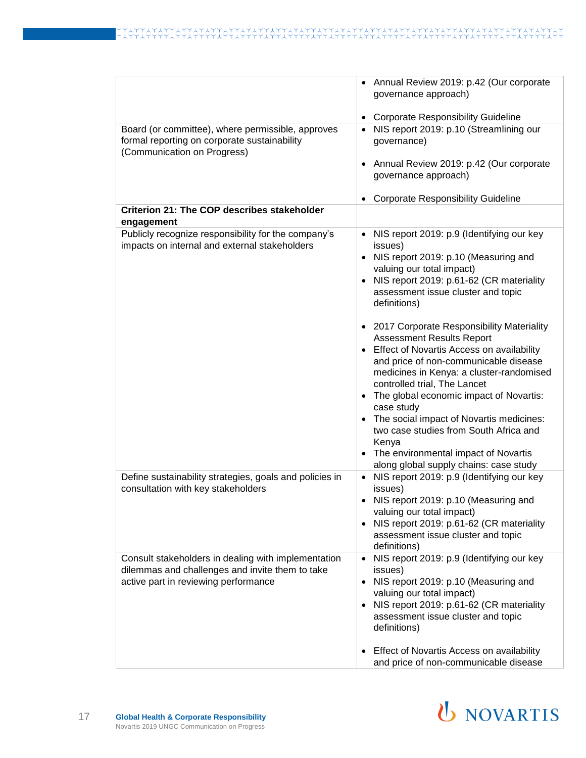| | |
|---|---|
| | • Annual Review 2019: p.42 (Our corporate governance approach)<br><br>• Corporate Responsibility Guideline |
| Board (or committee), where permissible, approves formal reporting on corporate sustainability (Communication on Progress) | • NIS report 2019: p.10 (Streamlining our governance)<br><br>• Annual Review 2019: p.42 (Our corporate governance approach)<br><br>• Corporate Responsibility Guideline |
| **Criterion 21: The COP describes stakeholder engagement** | |
| Publicly recognize responsibility for the company's impacts on internal and external stakeholders | • NIS report 2019: p.9 (Identifying our key issues)<br>• NIS report 2019: p.10 (Measuring and valuing our total impact)<br>• NIS report 2019: p.61-62 (CR materiality assessment issue cluster and topic definitions)<br><br>• 2017 Corporate Responsibility Materiality Assessment Results Report<br>• Effect of Novartis Access on availability and price of non-communicable disease medicines in Kenya: a cluster-randomised controlled trial, The Lancet<br>• The global economic impact of Novartis: case study<br>• The social impact of Novartis medicines: two case studies from South Africa and Kenya<br>• The environmental impact of Novartis along global supply chains: case study |
| Define sustainability strategies, goals and policies in consultation with key stakeholders | • NIS report 2019: p.9 (Identifying our key issues)<br>• NIS report 2019: p.10 (Measuring and valuing our total impact)<br>• NIS report 2019: p.61-62 (CR materiality assessment issue cluster and topic definitions) |
| Consult stakeholders in dealing with implementation dilemmas and challenges and invite them to take active part in reviewing performance | • NIS report 2019: p.9 (Identifying our key issues)<br>• NIS report 2019: p.10 (Measuring and valuing our total impact)<br>• NIS report 2019: p.61-62 (CR materiality assessment issue cluster and topic definitions)<br><br>• Effect of Novartis Access on availability and price of non-communicable disease |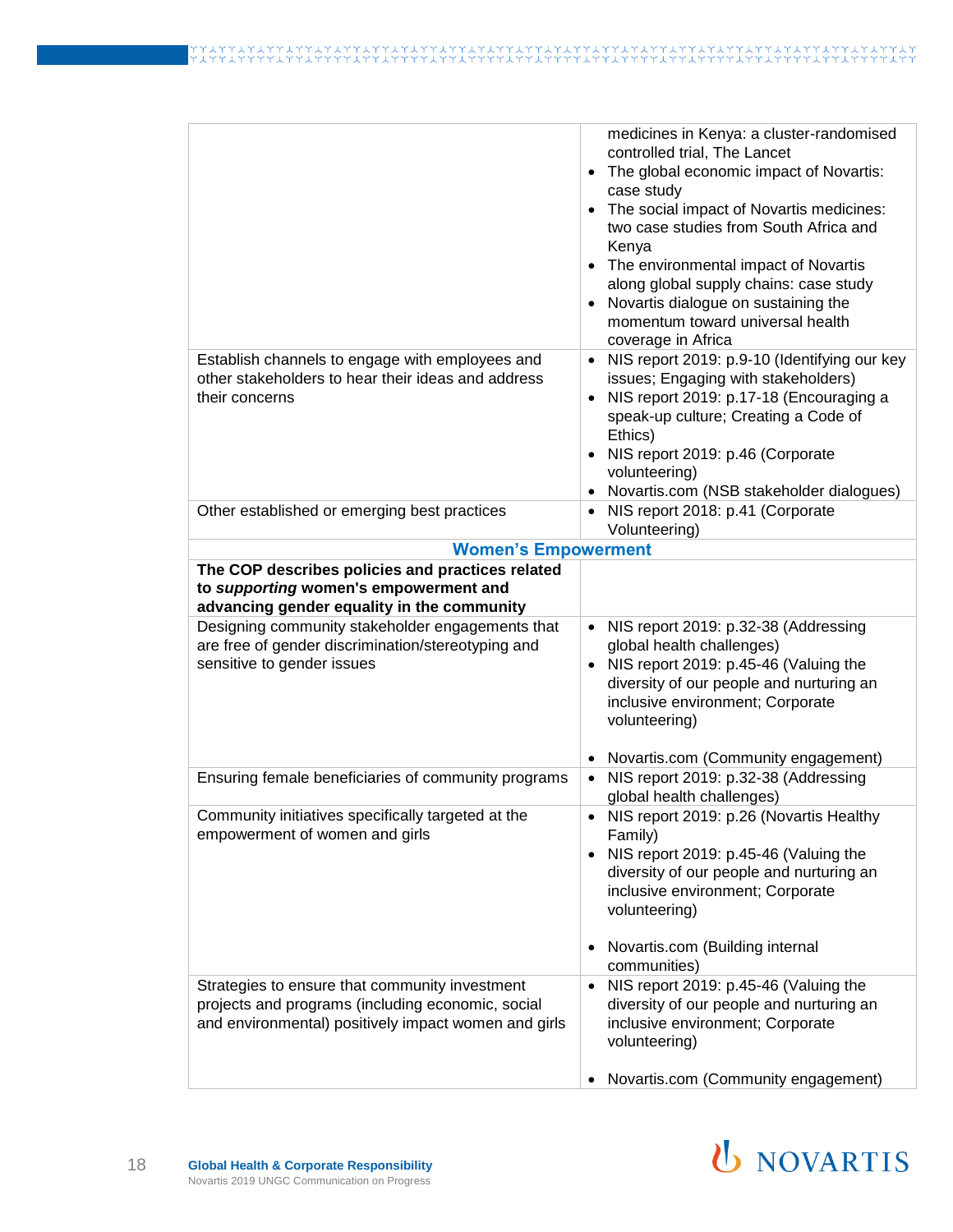| | |
|---|---|
| | medicines in Kenya: a cluster-randomised controlled trial, The Lancet<br>• The global economic impact of Novartis: case study<br>• The social impact of Novartis medicines: two case studies from South Africa and Kenya<br>• The environmental impact of Novartis along global supply chains: case study<br>• Novartis dialogue on sustaining the momentum toward universal health coverage in Africa |
| Establish channels to engage with employees and other stakeholders to hear their ideas and address their concerns | • NIS report 2019: p.9-10 (Identifying our key issues; Engaging with stakeholders)<br>• NIS report 2019: p.17-18 (Encouraging a speak-up culture; Creating a Code of Ethics)<br>• NIS report 2019: p.46 (Corporate volunteering)<br>• Novartis.com (NSB stakeholder dialogues) |
| Other established or emerging best practices | • NIS report 2018: p.41 (Corporate Volunteering) |
| **Women's Empowerment** | |
| **The COP describes policies and practices related to *supporting* women's empowerment and advancing gender equality in the community** | |
| Designing community stakeholder engagements that are free of gender discrimination/stereotyping and sensitive to gender issues | • NIS report 2019: p.32-38 (Addressing global health challenges)<br>• NIS report 2019: p.45-46 (Valuing the diversity of our people and nurturing an inclusive environment; Corporate volunteering)<br>• Novartis.com (Community engagement) |
| Ensuring female beneficiaries of community programs | • NIS report 2019: p.32-38 (Addressing global health challenges) |
| Community initiatives specifically targeted at the empowerment of women and girls | • NIS report 2019: p.26 (Novartis Healthy Family)<br>• NIS report 2019: p.45-46 (Valuing the diversity of our people and nurturing an inclusive environment; Corporate volunteering)<br>• Novartis.com (Building internal communities) |
| Strategies to ensure that community investment projects and programs (including economic, social and environmental) positively impact women and girls | • NIS report 2019: p.45-46 (Valuing the diversity of our people and nurturing an inclusive environment; Corporate volunteering)<br>• Novartis.com (Community engagement) |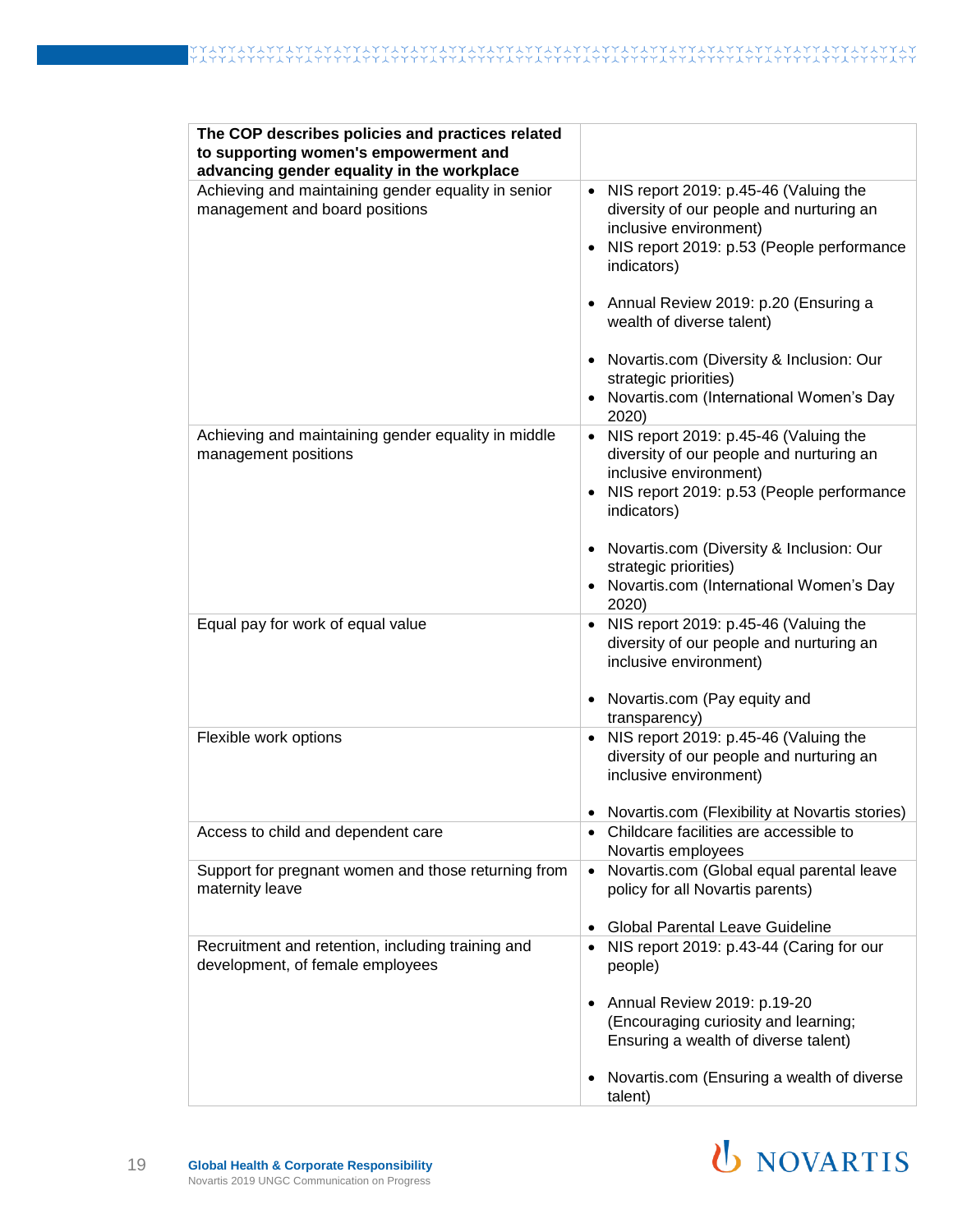| The COP describes policies and practices related to supporting women's empowerment and advancing gender equality in the workplace | |
|---|---|
| Achieving and maintaining gender equality in senior management and board positions | • NIS report 2019: p.45-46 (Valuing the diversity of our people and nurturing an inclusive environment)<br>• NIS report 2019: p.53 (People performance indicators)<br><br>• Annual Review 2019: p.20 (Ensuring a wealth of diverse talent)<br><br>• Novartis.com (Diversity & Inclusion: Our strategic priorities)<br>• Novartis.com (International Women's Day 2020) |
| Achieving and maintaining gender equality in middle management positions | • NIS report 2019: p.45-46 (Valuing the diversity of our people and nurturing an inclusive environment)<br>• NIS report 2019: p.53 (People performance indicators)<br><br>• Novartis.com (Diversity & Inclusion: Our strategic priorities)<br>• Novartis.com (International Women's Day 2020) |
| Equal pay for work of equal value | • NIS report 2019: p.45-46 (Valuing the diversity of our people and nurturing an inclusive environment)<br><br>• Novartis.com (Pay equity and transparency) |
| Flexible work options | • NIS report 2019: p.45-46 (Valuing the diversity of our people and nurturing an inclusive environment)<br><br>• Novartis.com (Flexibility at Novartis stories) |
| Access to child and dependent care | • Childcare facilities are accessible to Novartis employees |
| Support for pregnant women and those returning from maternity leave | • Novartis.com (Global equal parental leave policy for all Novartis parents)<br><br>• Global Parental Leave Guideline |
| Recruitment and retention, including training and development, of female employees | • NIS report 2019: p.43-44 (Caring for our people)<br><br>• Annual Review 2019: p.19-20 (Encouraging curiosity and learning; Ensuring a wealth of diverse talent)<br><br>• Novartis.com (Ensuring a wealth of diverse talent) |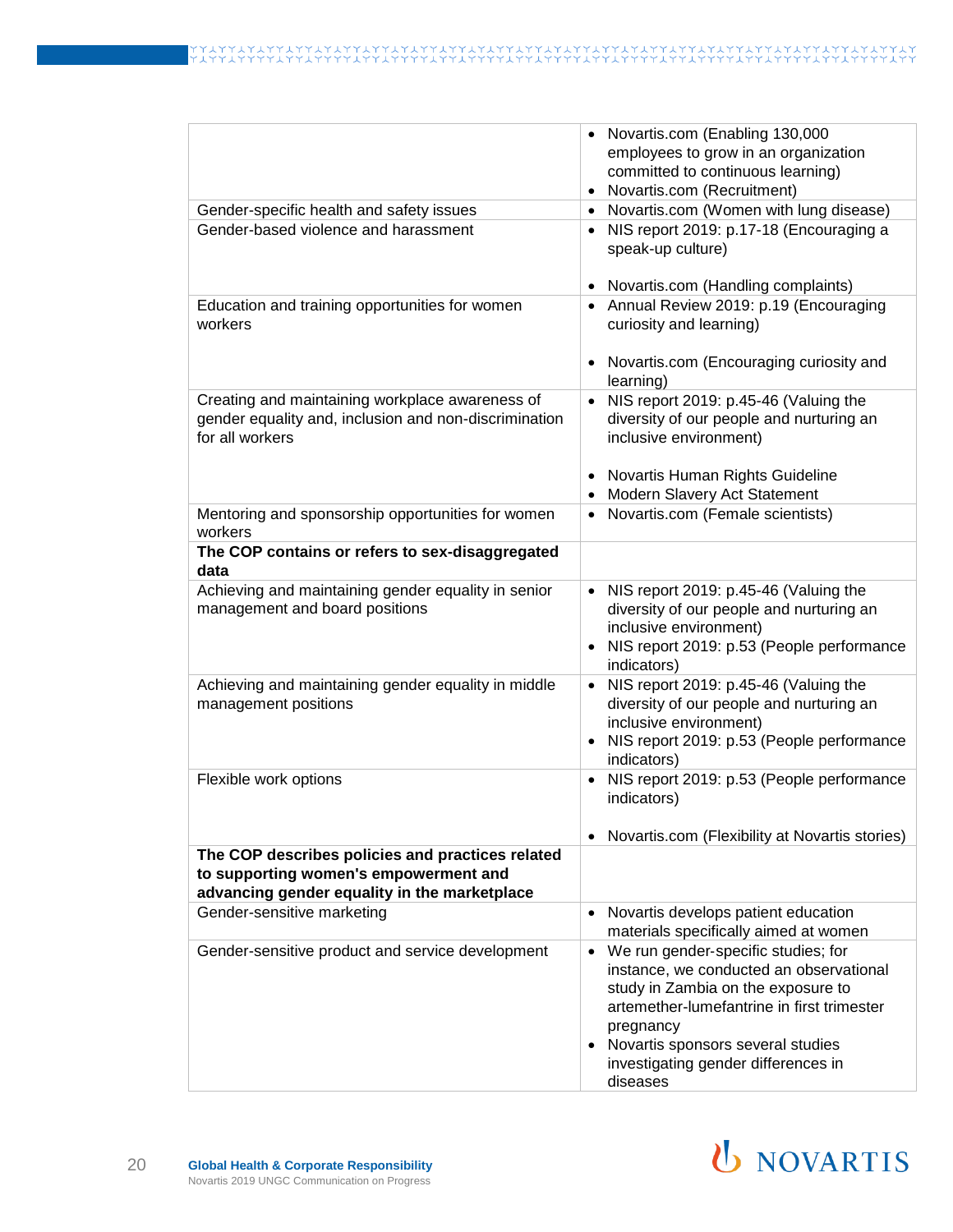| | |
|---|---|
| | • Novartis.com (Enabling 130,000 employees to grow in an organization committed to continuous learning)<br>• Novartis.com (Recruitment) |
| Gender-specific health and safety issues | • Novartis.com (Women with lung disease) |
| Gender-based violence and harassment | • NIS report 2019: p.17-18 (Encouraging a speak-up culture)<br>• Novartis.com (Handling complaints) |
| Education and training opportunities for women workers | • Annual Review 2019: p.19 (Encouraging curiosity and learning)<br>• Novartis.com (Encouraging curiosity and learning) |
| Creating and maintaining workplace awareness of gender equality and, inclusion and non-discrimination for all workers | • NIS report 2019: p.45-46 (Valuing the diversity of our people and nurturing an inclusive environment)<br>• Novartis Human Rights Guideline<br>• Modern Slavery Act Statement |
| Mentoring and sponsorship opportunities for women workers | • Novartis.com (Female scientists) |
| **The COP contains or refers to sex-disaggregated data** | |
| Achieving and maintaining gender equality in senior management and board positions | • NIS report 2019: p.45-46 (Valuing the diversity of our people and nurturing an inclusive environment)<br>• NIS report 2019: p.53 (People performance indicators) |
| Achieving and maintaining gender equality in middle management positions | • NIS report 2019: p.45-46 (Valuing the diversity of our people and nurturing an inclusive environment)<br>• NIS report 2019: p.53 (People performance indicators) |
| Flexible work options | • NIS report 2019: p.53 (People performance indicators)<br>• Novartis.com (Flexibility at Novartis stories) |
| **The COP describes policies and practices related to supporting women's empowerment and advancing gender equality in the marketplace** | |
| Gender-sensitive marketing | • Novartis develops patient education materials specifically aimed at women |
| Gender-sensitive product and service development | • We run gender-specific studies; for instance, we conducted an observational study in Zambia on the exposure to artemether-lumefantrine in first trimester pregnancy<br>• Novartis sponsors several studies investigating gender differences in diseases |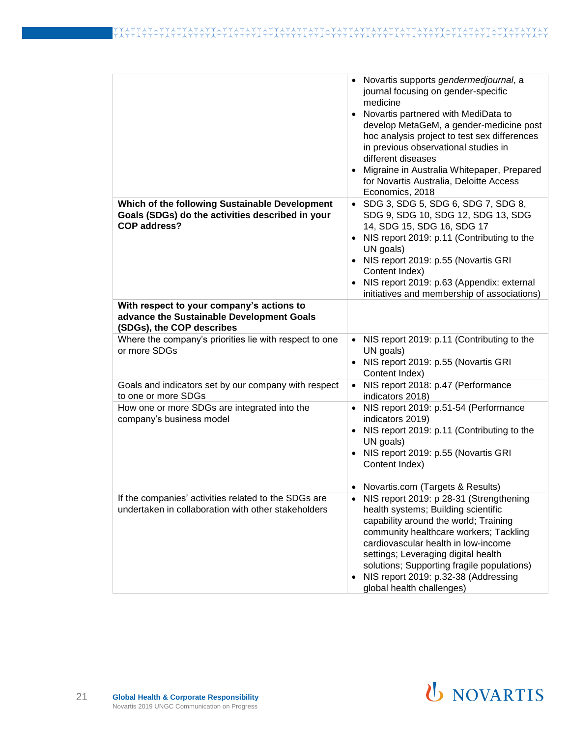| | |
|---|---|
| | • Novartis supports *gendermedjournal*, a journal focusing on gender-specific medicine<br>• Novartis partnered with MediData to develop MetaGeM, a gender-medicine post hoc analysis project to test sex differences in previous observational studies in different diseases<br>• Migraine in Australia Whitepaper, Prepared for Novartis Australia, Deloitte Access Economics, 2018 |
| **Which of the following Sustainable Development Goals (SDGs) do the activities described in your COP address?** | • SDG 3, SDG 5, SDG 6, SDG 7, SDG 8, SDG 9, SDG 10, SDG 12, SDG 13, SDG 14, SDG 15, SDG 16, SDG 17<br>• NIS report 2019: p.11 (Contributing to the UN goals)<br>• NIS report 2019: p.55 (Novartis GRI Content Index)<br>• NIS report 2019: p.63 (Appendix: external initiatives and membership of associations) |
| **With respect to your company's actions to advance the Sustainable Development Goals (SDGs), the COP describes** | |
| Where the company's priorities lie with respect to one or more SDGs | • NIS report 2019: p.11 (Contributing to the UN goals)<br>• NIS report 2019: p.55 (Novartis GRI Content Index) |
| Goals and indicators set by our company with respect to one or more SDGs | • NIS report 2018: p.47 (Performance indicators 2018) |
| How one or more SDGs are integrated into the company's business model | • NIS report 2019: p.51-54 (Performance indicators 2019)<br>• NIS report 2019: p.11 (Contributing to the UN goals)<br>• NIS report 2019: p.55 (Novartis GRI Content Index)<br>• Novartis.com (Targets & Results) |
| If the companies' activities related to the SDGs are undertaken in collaboration with other stakeholders | • NIS report 2019: p 28-31 (Strengthening health systems; Building scientific capability around the world; Training community healthcare workers; Tackling cardiovascular health in low-income settings; Leveraging digital health solutions; Supporting fragile populations)<br>• NIS report 2019: p.32-38 (Addressing global health challenges) |

**Global Health & Corporate Responsibility**
Novartis 2019 UNGC Communication on Progress